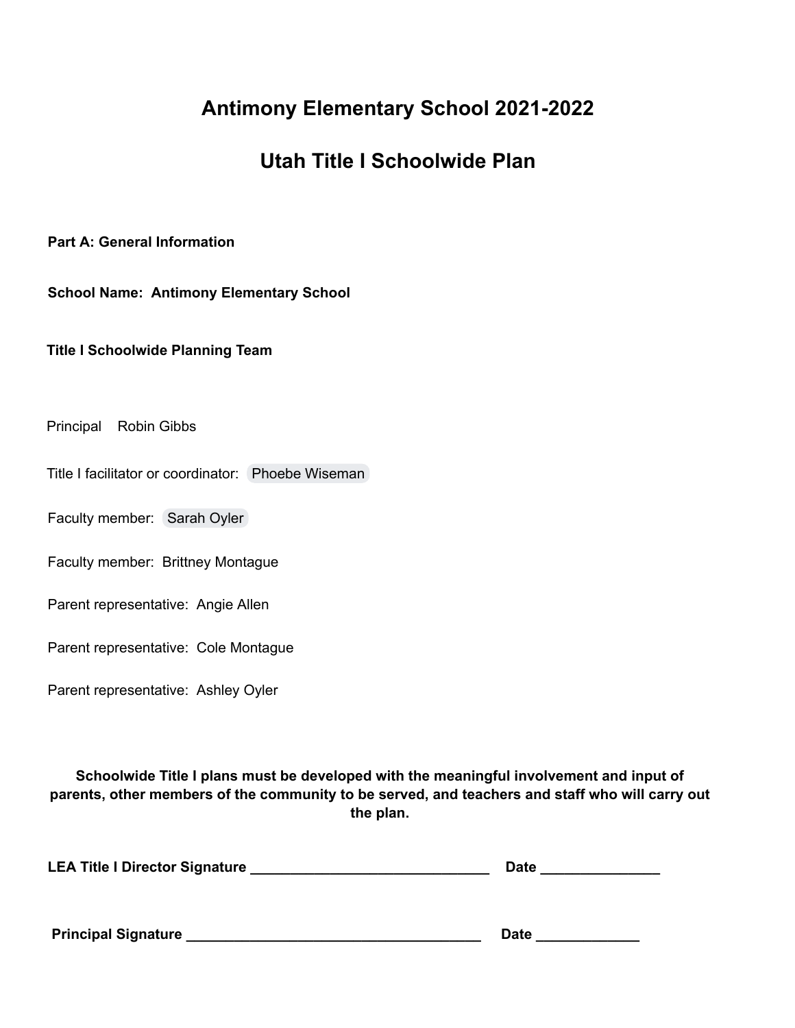# Antimony Elementary School 2021-2022

# Utah Title I Schoolwide Plan

**Part A: General Information**

**School Name: Antimony Elementary School**

**Title I Schoolwide Planning Team**

Principal Robin Gibbs

Title I facilitator or coordinator: Phoebe Wiseman

Faculty member: Sarah Oyler

Faculty member: Brittney Montague

Parent representative: Angie Allen

Parent representative: Cole Montague

Parent representative: Ashley Oyler

**Schoolwide Title I plans must be developed with the meaningful involvement and input of parents, other members of the community to be served, and teachers and staff who will carry out the plan.**

**LEA Title I Director Signature ______________________________ Date ______________**

**Principal Signature ____________________________________ Date ____________**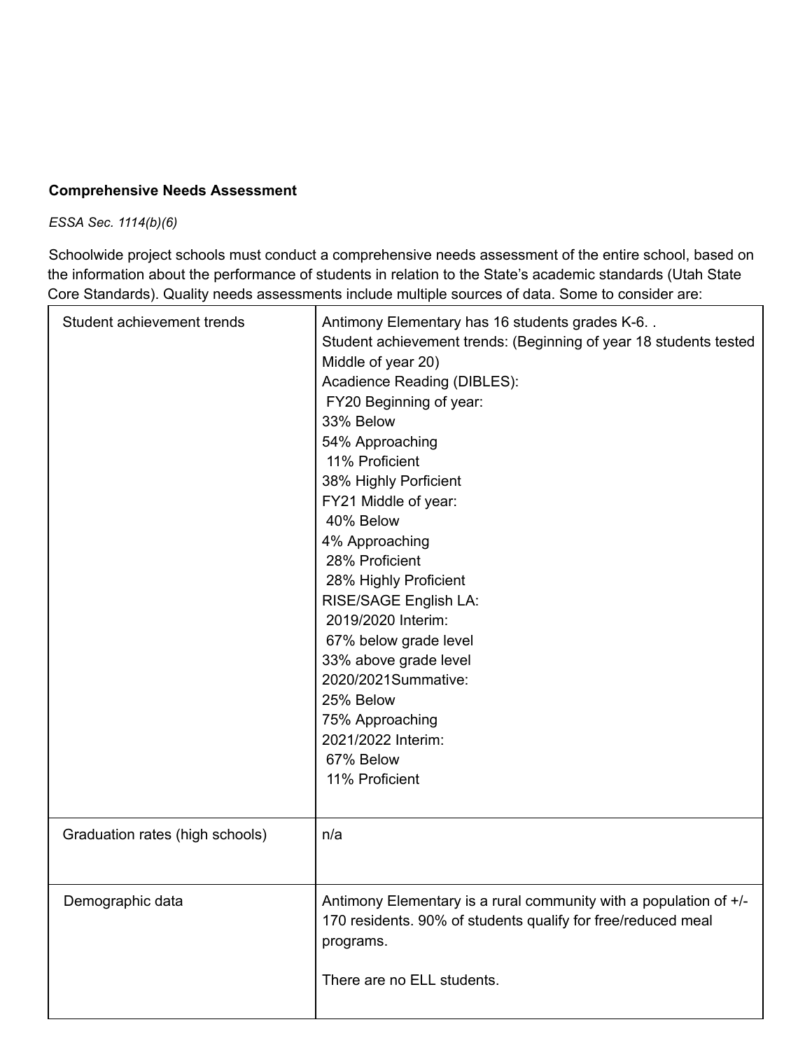**Comprehensive Needs Assessment**

*ESSA Sec. 1114(b)(6)*

Schoolwide project schools must conduct a comprehensive needs assessment of the entire school, based on the information about the performance of students in relation to the State's academic standards (Utah State Core Standards). Quality needs assessments include multiple sources of data. Some to consider are:

| | |
|---|---|
| Student achievement trends | Antimony Elementary has 16 students grades K-6. .<br>Student achievement trends: (Beginning of year 18 students tested Middle of year 20)<br>Acadience Reading (DIBLES):<br>FY20 Beginning of year:<br>33% Below<br>54% Approaching<br>11% Proficient<br>38% Highly Porficient<br>FY21 Middle of year:<br>40% Below<br>4% Approaching<br>28% Proficient<br>28% Highly Proficient<br>RISE/SAGE English LA:<br>2019/2020 Interim:<br>67% below grade level<br>33% above grade level<br>2020/2021Summative:<br>25% Below<br>75% Approaching<br>2021/2022 Interim:<br>67% Below<br>11% Proficient |
| Graduation rates (high schools) | n/a |
| Demographic data | Antimony Elementary is a rural community with a population of +/- 170 residents. 90% of students qualify for free/reduced meal programs.<br><br>There are no ELL students. |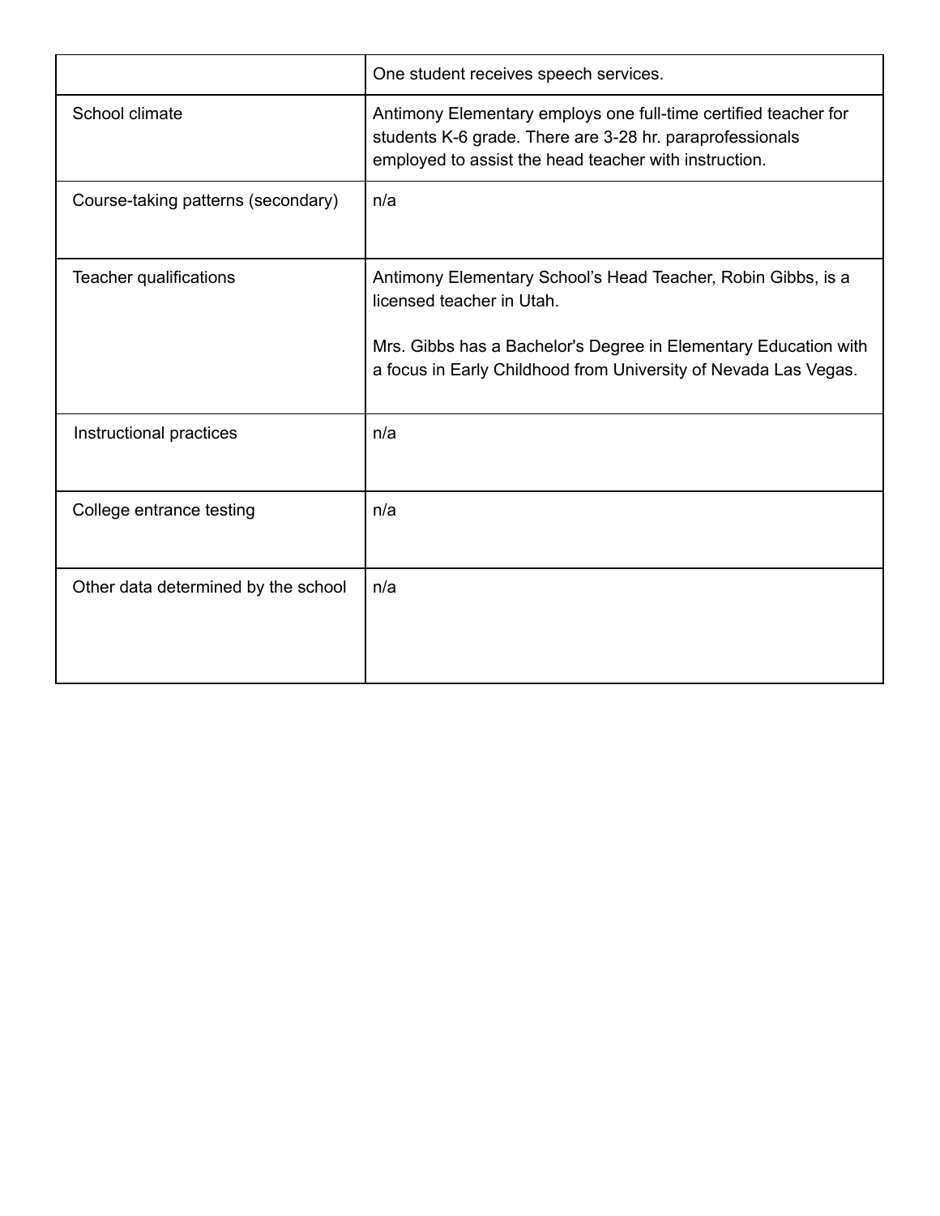| | |
|---|---|
| | One student receives speech services. |
| School climate | Antimony Elementary employs one full-time certified teacher for students K-6 grade. There are 3-28 hr. paraprofessionals employed to assist the head teacher with instruction. |
| Course-taking patterns (secondary) | n/a |
| Teacher qualifications | Antimony Elementary School's Head Teacher, Robin Gibbs, is a licensed teacher in Utah.<br><br>Mrs. Gibbs has a Bachelor's Degree in Elementary Education with a focus in Early Childhood from University of Nevada Las Vegas. |
| Instructional practices | n/a |
| College entrance testing | n/a |
| Other data determined by the school | n/a |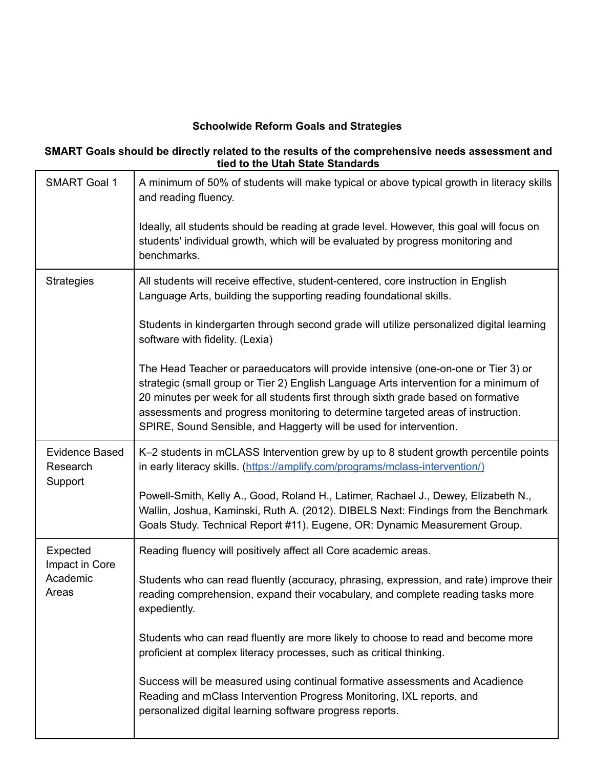**Schoolwide Reform Goals and Strategies**

**SMART Goals should be directly related to the results of the comprehensive needs assessment and tied to the Utah State Standards**

| | |
|---|---|
| SMART Goal 1 | A minimum of 50% of students will make typical or above typical growth in literacy skills and reading fluency.<br><br>Ideally, all students should be reading at grade level. However, this goal will focus on students' individual growth, which will be evaluated by progress monitoring and benchmarks. |
| Strategies | All students will receive effective, student-centered, core instruction in English Language Arts, building the supporting reading foundational skills.<br><br>Students in kindergarten through second grade will utilize personalized digital learning software with fidelity. (Lexia)<br><br>The Head Teacher or paraeducators will provide intensive (one-on-one or Tier 3) or strategic (small group or Tier 2) English Language Arts intervention for a minimum of 20 minutes per week for all students first through sixth grade based on formative assessments and progress monitoring to determine targeted areas of instruction. SPIRE, Sound Sensible, and Haggerty will be used for intervention. |
| Evidence Based Research Support | K–2 students in mCLASS Intervention grew by up to 8 student growth percentile points in early literacy skills. (https://amplify.com/programs/mclass-intervention/)<br><br>Powell-Smith, Kelly A., Good, Roland H., Latimer, Rachael J., Dewey, Elizabeth N., Wallin, Joshua, Kaminski, Ruth A. (2012). DIBELS Next: Findings from the Benchmark Goals Study. Technical Report #11). Eugene, OR: Dynamic Measurement Group. |
| Expected Impact in Core Academic Areas | Reading fluency will positively affect all Core academic areas.<br><br>Students who can read fluently (accuracy, phrasing, expression, and rate) improve their reading comprehension, expand their vocabulary, and complete reading tasks more expediently.<br><br>Students who can read fluently are more likely to choose to read and become more proficient at complex literacy processes, such as critical thinking.<br><br>Success will be measured using continual formative assessments and Acadience Reading and mClass Intervention Progress Monitoring, IXL reports, and personalized digital learning software progress reports. |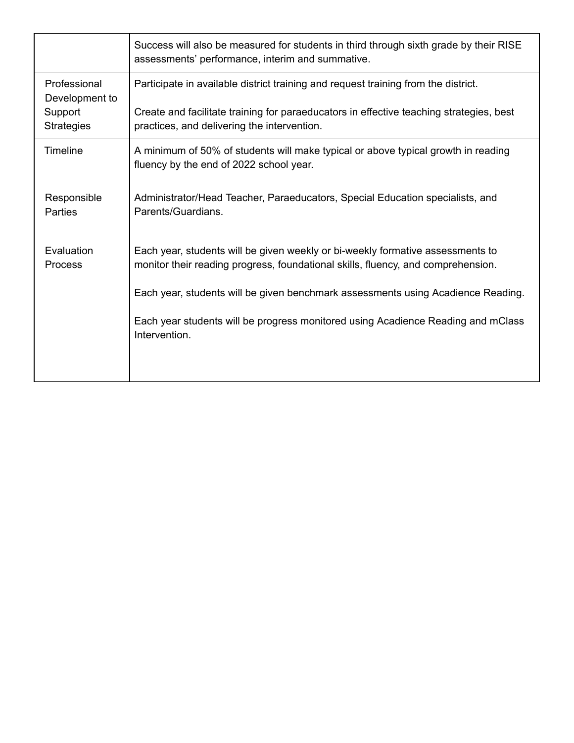| | |
|---|---|
| | Success will also be measured for students in third through sixth grade by their RISE assessments' performance, interim and summative. |
| Professional Development to Support Strategies | Participate in available district training and request training from the district.<br><br>Create and facilitate training for paraeducators in effective teaching strategies, best practices, and delivering the intervention. |
| Timeline | A minimum of 50% of students will make typical or above typical growth in reading fluency by the end of 2022 school year. |
| Responsible Parties | Administrator/Head Teacher, Paraeducators, Special Education specialists, and Parents/Guardians. |
| Evaluation Process | Each year, students will be given weekly or bi-weekly formative assessments to monitor their reading progress, foundational skills, fluency, and comprehension.<br><br>Each year, students will be given benchmark assessments using Acadience Reading.<br><br>Each year students will be progress monitored using Acadience Reading and mClass Intervention. |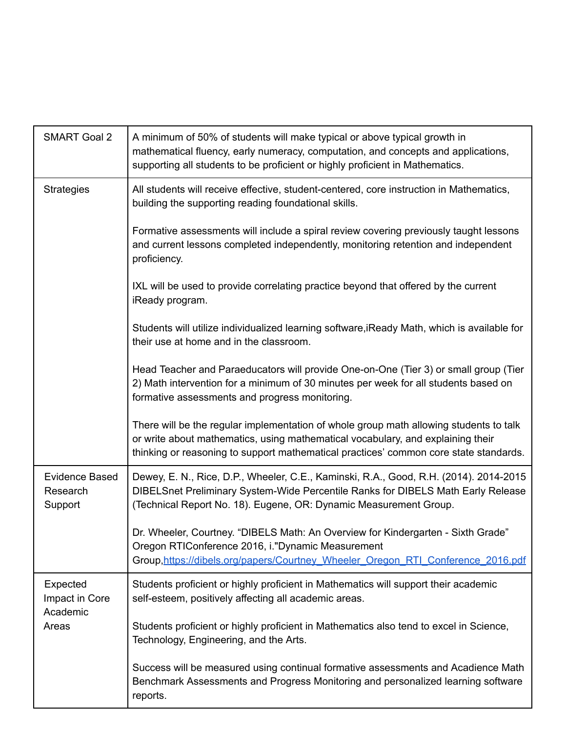| SMART Goal 2 | A minimum of 50% of students will make typical or above typical growth in mathematical fluency, early numeracy, computation, and concepts and applications, supporting all students to be proficient or highly proficient in Mathematics. |
|---|---|
| Strategies | All students will receive effective, student-centered, core instruction in Mathematics, building the supporting reading foundational skills.<br><br>Formative assessments will include a spiral review covering previously taught lessons and current lessons completed independently, monitoring retention and independent proficiency.<br><br>IXL will be used to provide correlating practice beyond that offered by the current iReady program.<br><br>Students will utilize individualized learning software,iReady Math, which is available for their use at home and in the classroom.<br><br>Head Teacher and Paraeducators will provide One-on-One (Tier 3) or small group (Tier 2) Math intervention for a minimum of 30 minutes per week for all students based on formative assessments and progress monitoring.<br><br>There will be the regular implementation of whole group math allowing students to talk or write about mathematics, using mathematical vocabulary, and explaining their thinking or reasoning to support mathematical practices' common core state standards. |
| Evidence Based Research Support | Dewey, E. N., Rice, D.P., Wheeler, C.E., Kaminski, R.A., Good, R.H. (2014). 2014-2015 DIBELSnet Preliminary System-Wide Percentile Ranks for DIBELS Math Early Release (Technical Report No. 18). Eugene, OR: Dynamic Measurement Group.<br><br>Dr. Wheeler, Courtney. "DIBELS Math: An Overview for Kindergarten - Sixth Grade" Oregon RTIConference 2016, i."Dynamic Measurement Group,[https://dibels.org/papers/Courtney_Wheeler_Oregon_RTI_Conference_2016.pdf](https://dibels.org/papers/Courtney_Wheeler_Oregon_RTI_Conference_2016.pdf) |
| Expected Impact in Core Academic Areas | Students proficient or highly proficient in Mathematics will support their academic self-esteem, positively affecting all academic areas.<br><br>Students proficient or highly proficient in Mathematics also tend to excel in Science, Technology, Engineering, and the Arts.<br><br>Success will be measured using continual formative assessments and Acadience Math Benchmark Assessments and Progress Monitoring and personalized learning software reports. |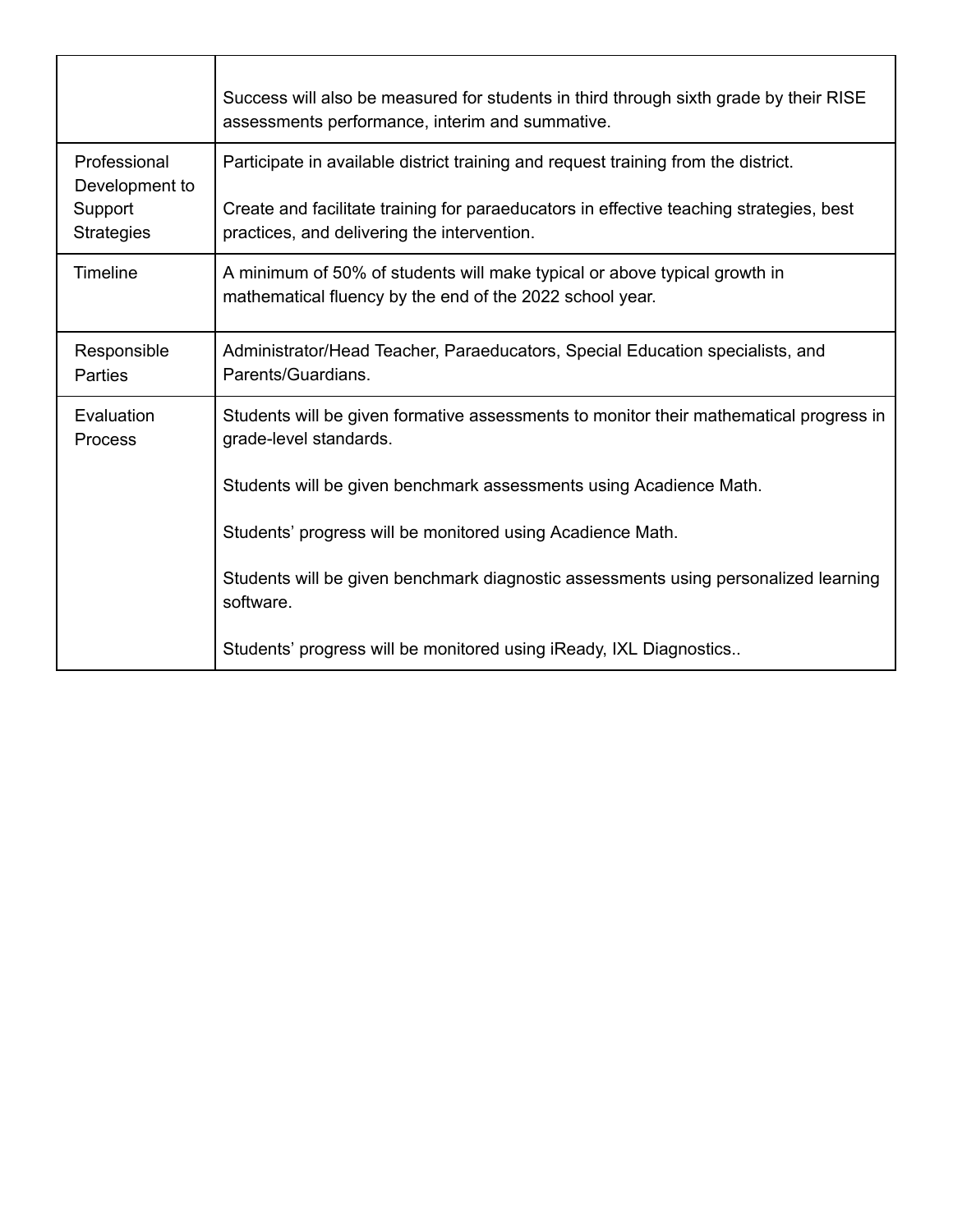| | |
|---|---|
| | Success will also be measured for students in third through sixth grade by their RISE assessments performance, interim and summative. |
| Professional Development to Support Strategies | Participate in available district training and request training from the district.<br><br>Create and facilitate training for paraeducators in effective teaching strategies, best practices, and delivering the intervention. |
| Timeline | A minimum of 50% of students will make typical or above typical growth in mathematical fluency by the end of the 2022 school year. |
| Responsible Parties | Administrator/Head Teacher, Paraeducators, Special Education specialists, and Parents/Guardians. |
| Evaluation Process | Students will be given formative assessments to monitor their mathematical progress in grade-level standards.<br><br>Students will be given benchmark assessments using Acadience Math.<br><br>Students' progress will be monitored using Acadience Math.<br><br>Students will be given benchmark diagnostic assessments using personalized learning software.<br><br>Students' progress will be monitored using iReady, IXL Diagnostics.. |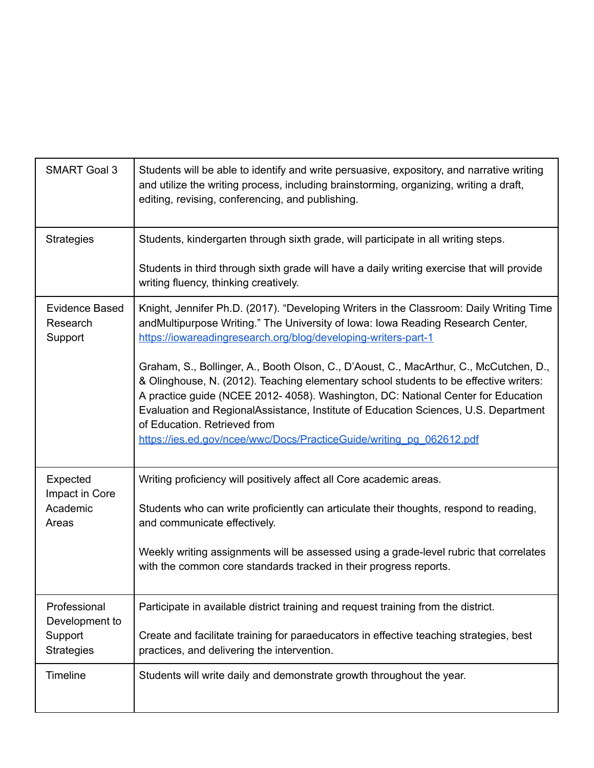| SMART Goal 3 | Students will be able to identify and write persuasive, expository, and narrative writing and utilize the writing process, including brainstorming, organizing, writing a draft, editing, revising, conferencing, and publishing. |
|---|---|
| Strategies | Students, kindergarten through sixth grade, will participate in all writing steps.<br><br>Students in third through sixth grade will have a daily writing exercise that will provide writing fluency, thinking creatively. |
| Evidence Based Research Support | Knight, Jennifer Ph.D. (2017). "Developing Writers in the Classroom: Daily Writing Time andMultipurpose Writing." The University of Iowa: Iowa Reading Research Center, https://iowareadingresearch.org/blog/developing-writers-part-1<br><br>Graham, S., Bollinger, A., Booth Olson, C., D'Aoust, C., MacArthur, C., McCutchen, D., & Olinghouse, N. (2012). Teaching elementary school students to be effective writers: A practice guide (NCEE 2012- 4058). Washington, DC: National Center for Education Evaluation and RegionalAssistance, Institute of Education Sciences, U.S. Department of Education. Retrieved from https://ies.ed.gov/ncee/wwc/Docs/PracticeGuide/writing_pg_062612.pdf |
| Expected Impact in Core Academic Areas | Writing proficiency will positively affect all Core academic areas.<br><br>Students who can write proficiently can articulate their thoughts, respond to reading, and communicate effectively.<br><br>Weekly writing assignments will be assessed using a grade-level rubric that correlates with the common core standards tracked in their progress reports. |
| Professional Development to Support Strategies | Participate in available district training and request training from the district.<br><br>Create and facilitate training for paraeducators in effective teaching strategies, best practices, and delivering the intervention. |
| Timeline | Students will write daily and demonstrate growth throughout the year. |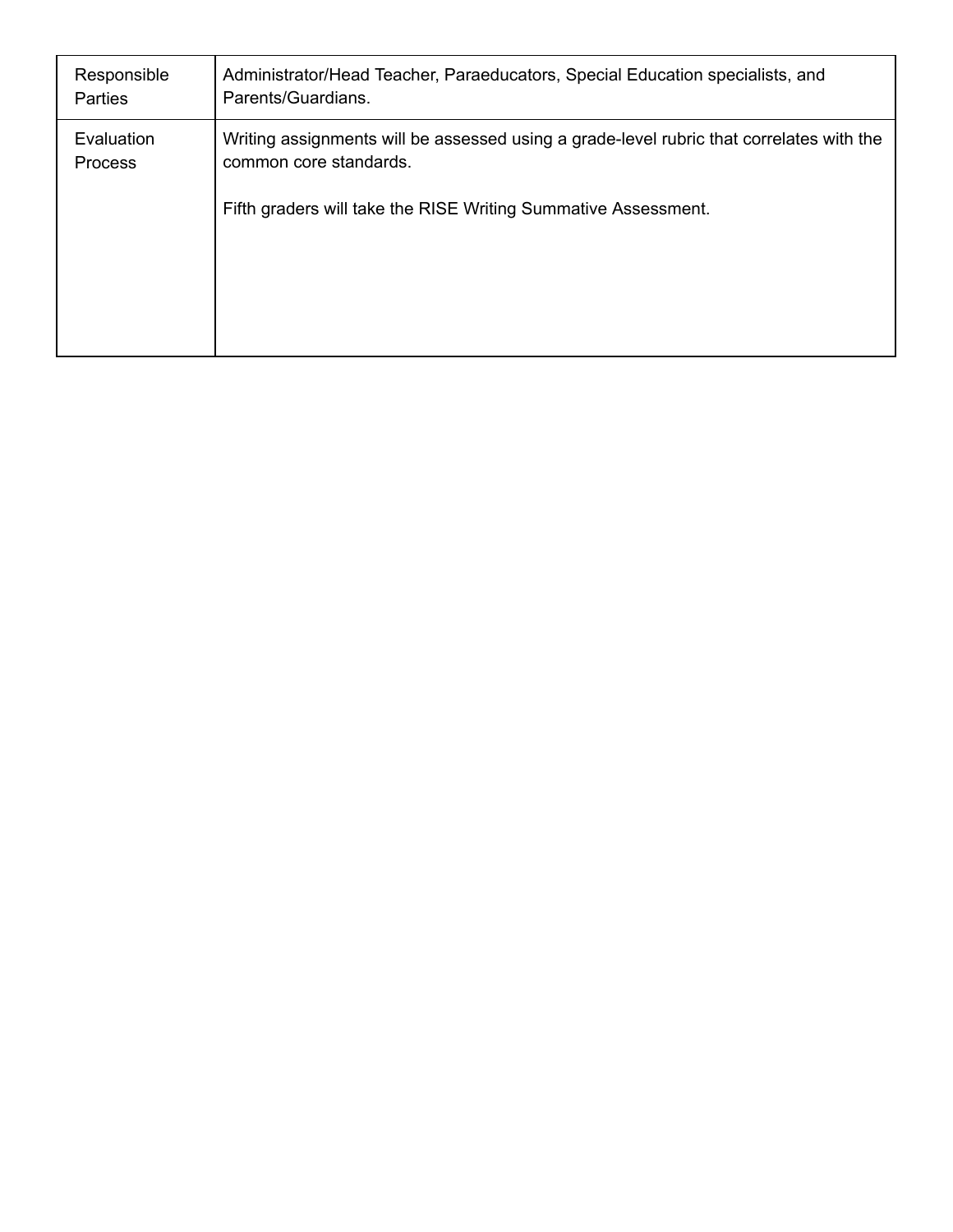| | |
|---|---|
| Responsible Parties | Administrator/Head Teacher, Paraeducators, Special Education specialists, and Parents/Guardians. |
| Evaluation Process | Writing assignments will be assessed using a grade-level rubric that correlates with the common core standards.<br><br>Fifth graders will take the RISE Writing Summative Assessment. |